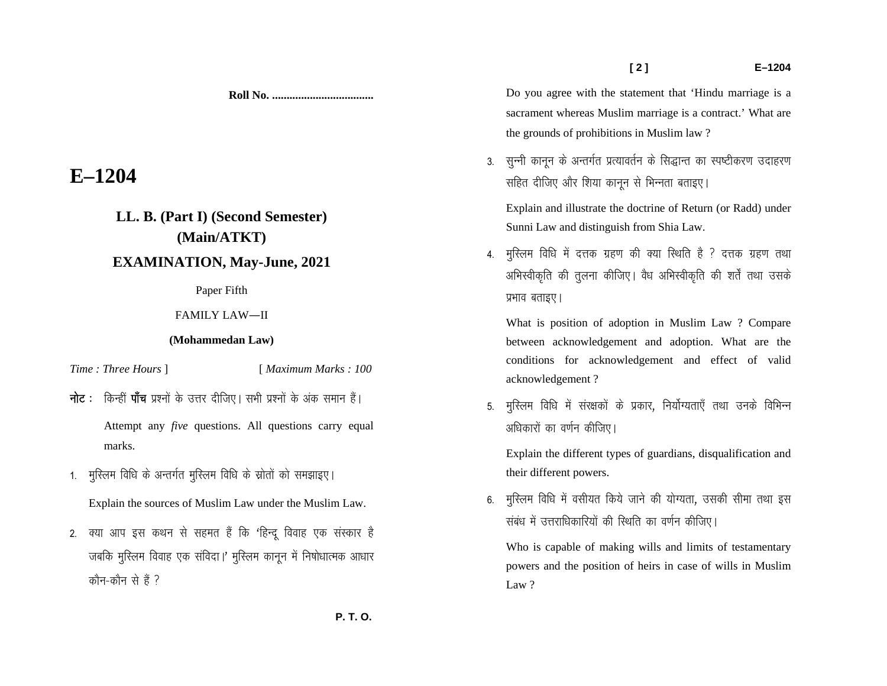**Roll No. ...................................**

# E–1204

## LL. B. (Part I) (Second Semester) (Main/ATKT)

## EXAMINATION, May-June, 2021

Paper Fifth

FAMILY LAW—II

**(Mohammedan Law)**

*Time : Three Hours* ] [ *Maximum Marks : 100*

**नोट :** किन्हीं **पाँच** प्रश्नों के उत्तर दीजिए। सभी प्रश्नों के अंक समान हैं।

Attempt any *five* questions. All questions carry equal marks.

1. मुस्लिम विधि के अन्तर्गत मुस्लिम विधि के स्रोतों को समझाइए।

   Explain the sources of Muslim Law under the Muslim Law.

2. क्या आप इस कथन से सहमत हैं कि 'हिन्दू विवाह एक संस्कार है जबकि मुस्लिम विवाह एक संविदा।' मुस्लिम कानून में निषेधात्मक आधार कौन-कौन से हैं ?

   Do you agree with the statement that 'Hindu marriage is a sacrament whereas Muslim marriage is a contract.' What are the grounds of prohibitions in Muslim law ?

3. सुन्नी कानून के अन्तर्गत प्रत्यावर्तन के सिद्धान्त का स्पष्टीकरण उदाहरण सहित दीजिए और शिया कानून से भिन्नता बताइए।

   Explain and illustrate the doctrine of Return (or Radd) under Sunni Law and distinguish from Shia Law.

4. मुस्लिम विधि में दत्तक ग्रहण की क्या स्थिति है ? दत्तक ग्रहण तथा अभिस्वीकृति की तुलना कीजिए। वैध अभिस्वीकृति की शर्तें तथा उसके प्रभाव बताइए।

   What is position of adoption in Muslim Law ? Compare between acknowledgement and adoption. What are the conditions for acknowledgement and effect of valid acknowledgement ?

5. मुस्लिम विधि में संरक्षकों के प्रकार, निर्योग्यताएँ तथा उनके विभिन्न अधिकारों का वर्णन कीजिए।

   Explain the different types of guardians, disqualification and their different powers.

6. मुस्लिम विधि में वसीयत किये जाने की योग्यता, उसकी सीमा तथा इस संबंध में उत्तराधिकारियों की स्थिति का वर्णन कीजिए।

   Who is capable of making wills and limits of testamentary powers and the position of heirs in case of wills in Muslim Law ?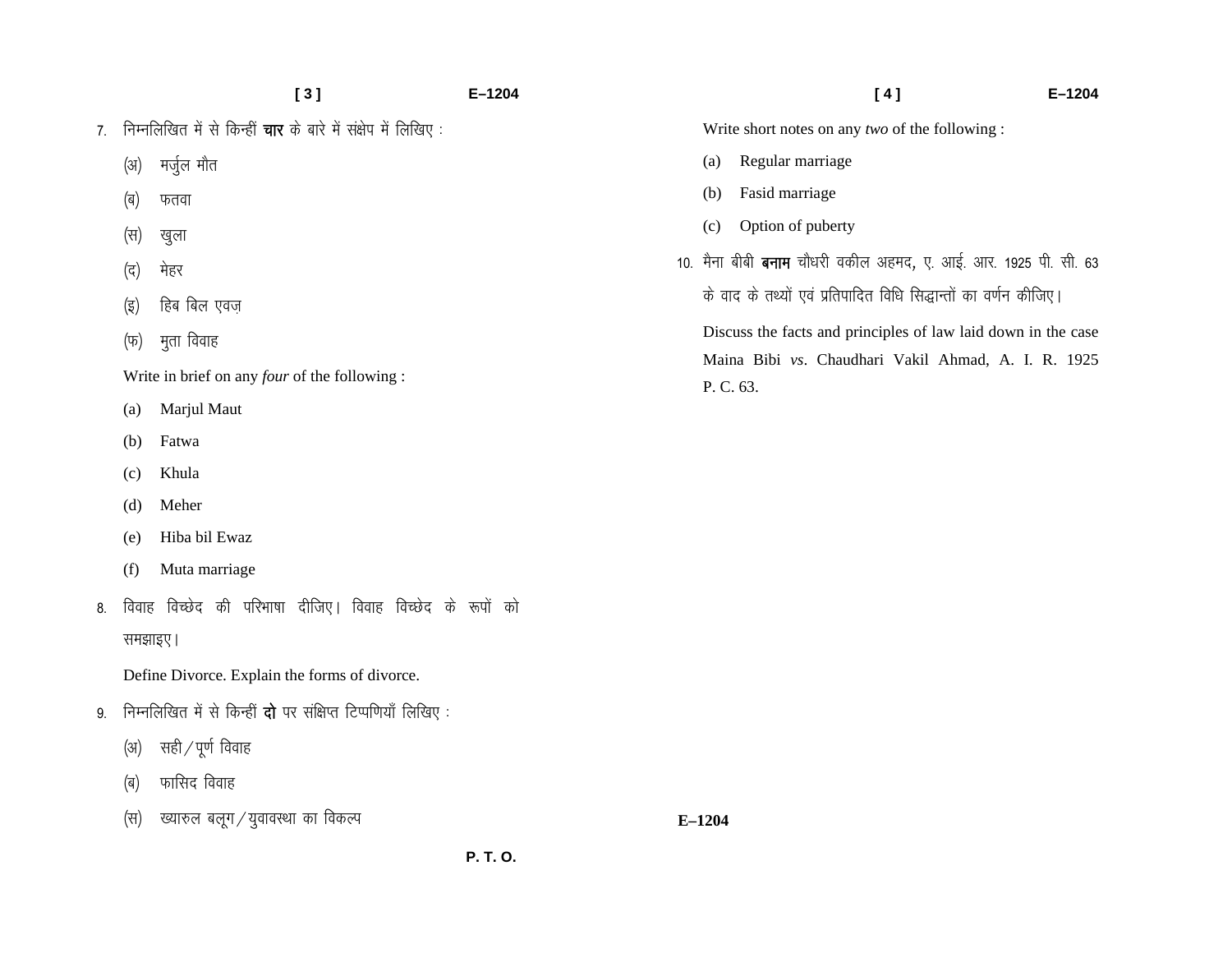7. निम्नलिखित में से किन्हीं **चार** के बारे में संक्षेप में लिखिए :

   (अ) मर्जुल मौत

   (ब) फतवा

   (स) खुला

   (द) मेहर

   (इ) हिब बिल एवज़

   (फ) मुता विवाह

   Write in brief on any *four* of the following :

   (a) Marjul Maut

   (b) Fatwa

   (c) Khula

   (d) Meher

   (e) Hiba bil Ewaz

   (f) Muta marriage

8. विवाह विच्छेद की परिभाषा दीजिए। विवाह विच्छेद के रूपों को समझाइए।

   Define Divorce. Explain the forms of divorce.

9. निम्नलिखित में से किन्हीं **दो** पर संक्षिप्त टिप्पणियाँ लिखिए :

   (अ) सही/पूर्ण विवाह

   (ब) फासिद विवाह

   (स) ख्यारुल बलूग/युवावस्था का विकल्प

   Write short notes on any *two* of the following :

   (a) Regular marriage

   (b) Fasid marriage

   (c) Option of puberty

10. मैना बीबी **बनाम** चौधरी वकील अहमद, ए. आई. आर. 1925 पी. सी. 63 के वाद के तथ्यों एवं प्रतिपादित विधि सिद्धान्तों का वर्णन कीजिए।

    Discuss the facts and principles of law laid down in the case Maina Bibi *vs*. Chaudhari Vakil Ahmad, A. I. R. 1925 P. C. 63.